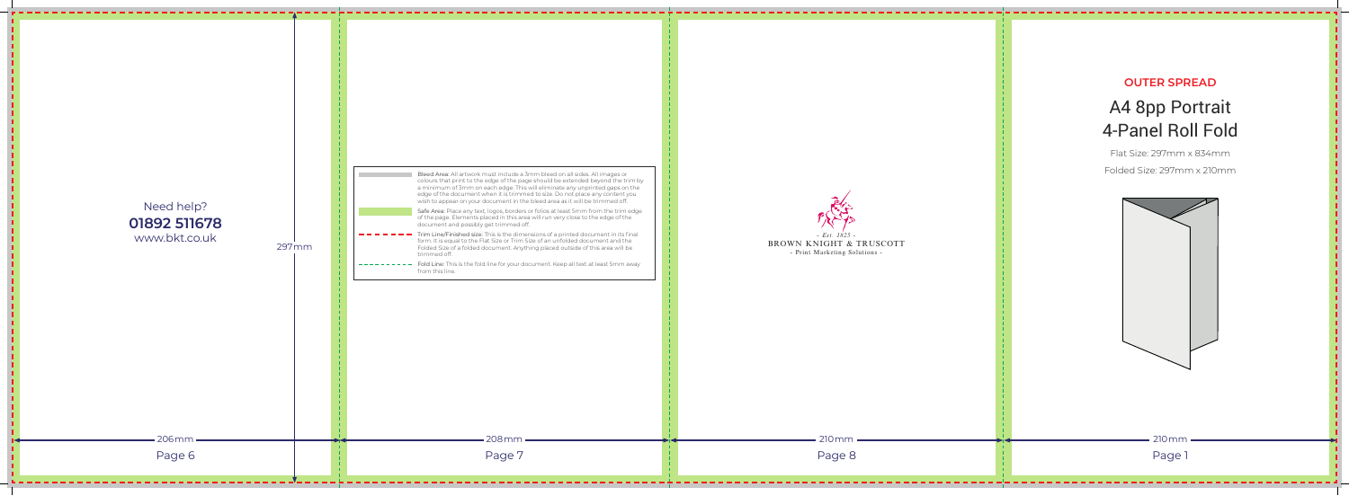Need help?

**01892 511678**

www.bkt.co.uk

297mm

- Bleed Area: All artwork must include a 3mm bleed on all sides. All images or colours that print to the edge of the page should be extended beyond the trim by a minimum of 3mm on each edge. This will eliminate any unprinted gaps on the edge of the document when it is trimmed to size. Do not place any content you wish to appear on your document in the bleed area as it will be trimmed off.
- Safe Area: Place any text, logos, borders or folios at least 5mm from the trim edge of the page. Elements placed in this area will run very close to the edge of the document and possibly get trimmed off.
- Trim Line/Finished size: This is the dimensions of a printed document in its final form. It is equal to the Flat Size or Trim Size of an unfolded document and the Folded Size of a folded document. Anything placed outside of this area will be trimmed off.
- Fold Line: This is the fold line for your document. Keep all text at least 5mm away from this line.

- Est. 1825 -

BROWN KNIGHT & TRUSCOTT

- Print Marketing Solutions -

**OUTER SPREAD**

# A4 8pp Portrait 4-Panel Roll Fold

Flat Size: 297mm x 834mm

Folded Size: 297mm x 210mm

206mm — Page 6

208mm — Page 7

210mm — Page 8

210mm — Page 1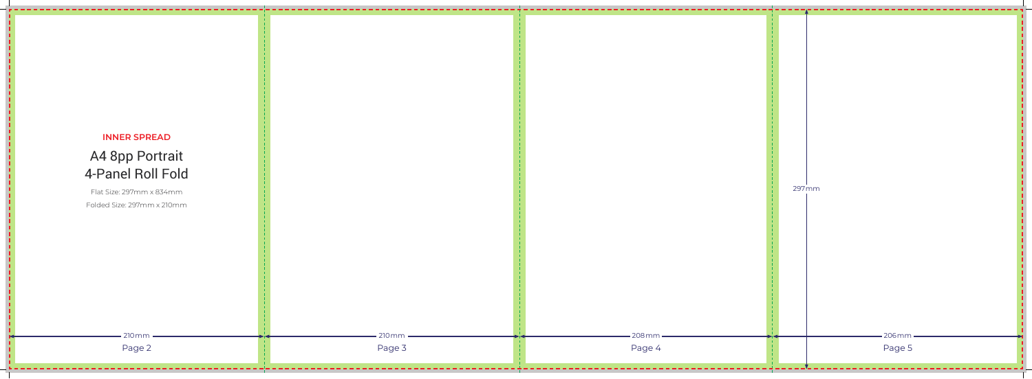**INNER SPREAD**

# A4 8pp Portrait 4-Panel Roll Fold

Flat Size: 297mm x 834mm

Folded Size: 297mm x 210mm

210mm

Page 2

210mm

Page 3

208mm

Page 4

297mm

206mm

Page 5